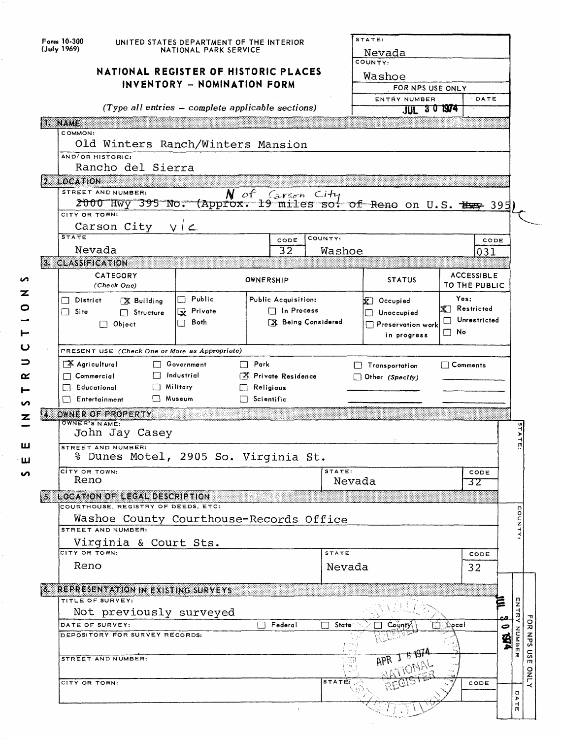Form 10-300 (July 1969)

UNITED STATES DEPARTMENT OF THE INTERIOR
NATIONAL PARK SERVICE

# NATIONAL REGISTER OF HISTORIC PLACES INVENTORY - NOMINATION FORM

*(Type all entries - complete applicable sections)*

| STATE: | Nevada |
|---|---|
| COUNTY: | Washoe |
| FOR NPS USE ONLY | |
| ENTRY NUMBER | DATE |
| JUL 30 1974 | |

SEE INSTRUCTIONS

## 1. NAME

COMMON:
Old Winters Ranch/Winters Mansion

AND/OR HISTORIC:
Rancho del Sierra

## 2. LOCATION

STREET AND NUMBER:
~~2000 Hwy 395 No. (Approx. 19 miles so. of Reno on U.S. Hwy 395)~~ N of Carson City

CITY OR TOWN:
Carson City vic

| STATE | CODE | COUNTY: | CODE |
|---|---|---|---|
| Nevada | 32 | Washoe | 031 |

## 3. CLASSIFICATION

| CATEGORY (Check One) | | OWNERSHIP | | STATUS | ACCESSIBLE TO THE PUBLIC |
|---|---|---|---|---|---|
| ☐ District | ☒ Building | ☐ Public | Public Acquisition: | ☒ Occupied | Yes: |
| ☐ Site | ☐ Structure | ☒ Private | ☐ In Process | ☐ Unoccupied | ☒ Restricted |
| | ☐ Object | ☐ Both | ☒ Being Considered | ☐ Preservation work in progress | ☐ Unrestricted |
| | | | | | ☐ No |

PRESENT USE (Check One or More as Appropriate)

| | | | | |
|---|---|---|---|---|
| ☒ Agricultural | ☐ Government | ☐ Park | ☐ Transportation | ☐ Comments |
| ☐ Commercial | ☐ Industrial | ☒ Private Residence | ☐ Other (Specify) | |
| ☐ Educational | ☐ Military | ☐ Religious | | |
| ☐ Entertainment | ☐ Museum | ☐ Scientific | | |

## 4. OWNER OF PROPERTY

OWNER'S NAME:
John Jay Casey

STREET AND NUMBER:
% Dunes Motel, 2905 So. Virginia St.

| CITY OR TOWN: | STATE: | CODE |
|---|---|---|
| Reno | Nevada | 32 |

## 5. LOCATION OF LEGAL DESCRIPTION

COURTHOUSE, REGISTRY OF DEEDS, ETC:
Washoe County Courthouse-Records Office

STREET AND NUMBER:
Virginia & Court Sts.

| CITY OR TOWN: | STATE | CODE |
|---|---|---|
| Reno | Nevada | 32 |

## 6. REPRESENTATION IN EXISTING SURVEYS

TITLE OF SURVEY:
Not previously surveyed

DATE OF SURVEY: ☐ Federal ☐ State ☐ County ☐ Local

DEPOSITORY FOR SURVEY RECORDS:

STREET AND NUMBER:

| CITY OR TOWN: | STATE: | CODE |
|---|---|---|
| | | |

RECEIVED APR 16 1974 NATIONAL REGISTER

FOR NPS USE ONLY — ENTRY NUMBER: JUL 30 1974 — DATE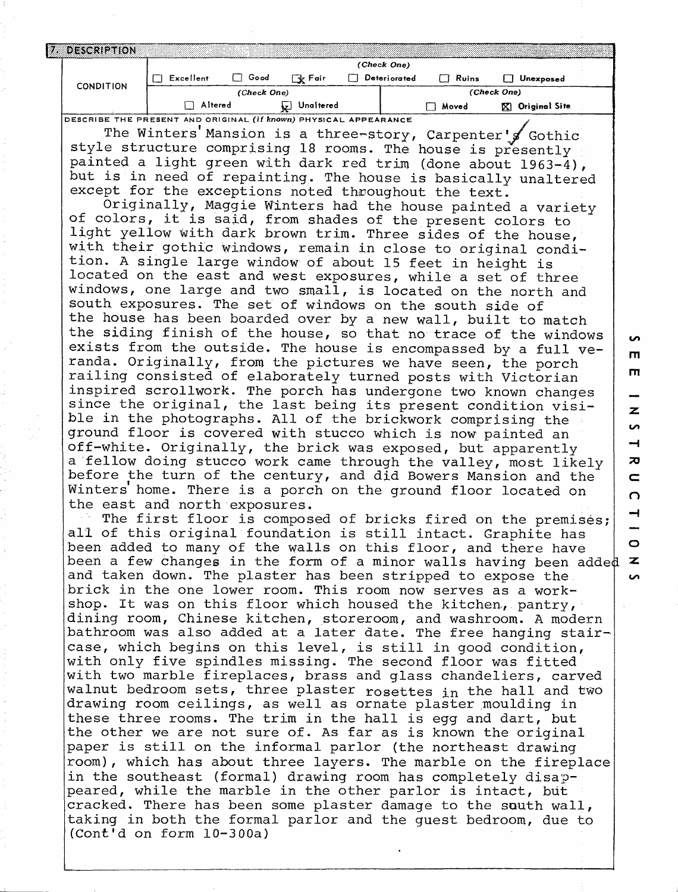## 7. DESCRIPTION

| CONDITION | (Check One) | | | | | |
|---|---|---|---|---|---|---|
| | ☐ Excellent | ☐ Good | ☒ Fair | ☐ Deteriorated | ☐ Ruins | ☐ Unexposed |
| | (Check One) | | | (Check One) | | |
| | ☐ Altered | ☒ Unaltered | | ☐ Moved | ☒ Original Site | |

DESCRIBE THE PRESENT AND ORIGINAL *(if known)* PHYSICAL APPEARANCE

The Winters' Mansion is a three-story, Carpenter's Gothic style structure comprising 18 rooms. The house is presently painted a light green with dark red trim (done about 1963-4), but is in need of repainting. The house is basically unaltered except for the exceptions noted throughout the text.

Originally, Maggie Winters had the house painted a variety of colors, it is said, from shades of the present colors to light yellow with dark brown trim. Three sides of the house, with their gothic windows, remain in close to original condition. A single large window of about 15 feet in height is located on the east and west exposures, while a set of three windows, one large and two small, is located on the north and south exposures. The set of windows on the south side of the house has been boarded over by a new wall, built to match the siding finish of the house, so that no trace of the windows exists from the outside. The house is encompassed by a full veranda. Originally, from the pictures we have seen, the porch railing consisted of elaborately turned posts with Victorian inspired scrollwork. The porch has undergone two known changes since the original, the last being its present condition visible in the photographs. All of the brickwork comprising the ground floor is covered with stucco which is now painted an off-white. Originally, the brick was exposed, but apparently a fellow doing stucco work came through the valley, most likely before the turn of the century, and did Bowers Mansion and the Winters' home. There is a porch on the ground floor located on the east and north exposures.

The first floor is composed of bricks fired on the premises; all of this original foundation is still intact. Graphite has been added to many of the walls on this floor, and there have been a few changes in the form of a minor walls having been added and taken down. The plaster has been stripped to expose the brick in the one lower room. This room now serves as a workshop. It was on this floor which housed the kitchen, pantry, dining room, Chinese kitchen, storeroom, and washroom. A modern bathroom was also added at a later date. The free hanging staircase, which begins on this level, is still in good condition, with only five spindles missing. The second floor was fitted with two marble fireplaces, brass and glass chandeliers, carved walnut bedroom sets, three plaster rosettes in the hall and two drawing room ceilings, as well as ornate plaster moulding in these three rooms. The trim in the hall is egg and dart, but the other we are not sure of. As far as is known the original paper is still on the informal parlor (the northeast drawing room), which has about three layers. The marble on the fireplace in the southeast (formal) drawing room has completely disappeared, while the marble in the other parlor is intact, but cracked. There has been some plaster damage to the south wall, taking in both the formal parlor and the guest bedroom, due to (Cont'd on form 10-300a)

SEE INSTRUCTIONS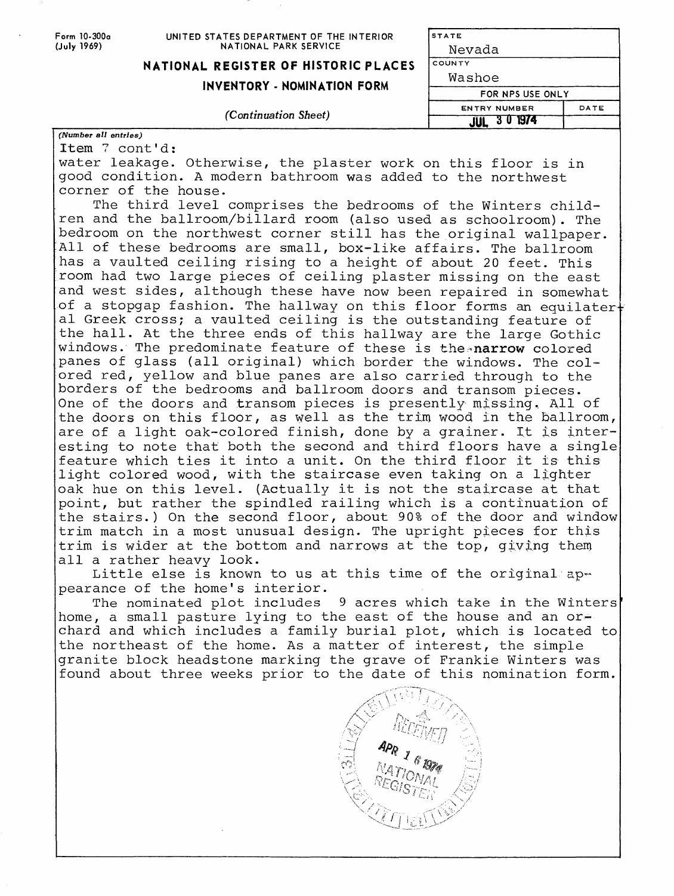Form 10-300a (July 1969)

UNITED STATES DEPARTMENT OF THE INTERIOR
NATIONAL PARK SERVICE

**NATIONAL REGISTER OF HISTORIC PLACES**
**INVENTORY - NOMINATION FORM**

*(Continuation Sheet)*

| STATE | |
|---|---|
| Nevada | |
| COUNTY | |
| Washoe | |
| FOR NPS USE ONLY | |
| ENTRY NUMBER | DATE |
| JUL 30 1974 | |

*(Number all entries)*

Item 7 cont'd:

water leakage. Otherwise, the plaster work on this floor is in good condition. A modern bathroom was added to the northwest corner of the house.

The third level comprises the bedrooms of the Winters children and the ballroom/billard room (also used as schoolroom). The bedroom on the northwest corner still has the original wallpaper. All of these bedrooms are small, box-like affairs. The ballroom has a vaulted ceiling rising to a height of about 20 feet. This room had two large pieces of ceiling plaster missing on the east and west sides, although these have now been repaired in somewhat of a stopgap fashion. The hallway on this floor forms an equilateral Greek cross; a vaulted ceiling is the outstanding feature of the hall. At the three ends of this hallway are the large Gothic windows. The predominate feature of these is the narrow colored panes of glass (all original) which border the windows. The colored red, yellow and blue panes are also carried through to the borders of the bedrooms and ballroom doors and transom pieces. One of the doors and transom pieces is presently missing. All of the doors on this floor, as well as the trim wood in the ballroom, are of a light oak-colored finish, done by a grainer. It is interesting to note that both the second and third floors have a single feature which ties it into a unit. On the third floor it is this light colored wood, with the staircase even taking on a lighter oak hue on this level. (Actually it is not the staircase at that point, but rather the spindled railing which is a continuation of the stairs.) On the second floor, about 90% of the door and window trim match in a most unusual design. The upright pieces for this trim is wider at the bottom and narrows at the top, giving them all a rather heavy look.

Little else is known to us at this time of the original appearance of the home's interior.

The nominated plot includes 9 acres which take in the Winters' home, a small pasture lying to the east of the house and an orchard and which includes a family burial plot, which is located to the northeast of the home. As a matter of interest, the simple granite block headstone marking the grave of Frankie Winters was found about three weeks prior to the date of this nomination form.

RECEIVED
APR 16 1974
NATIONAL REGISTER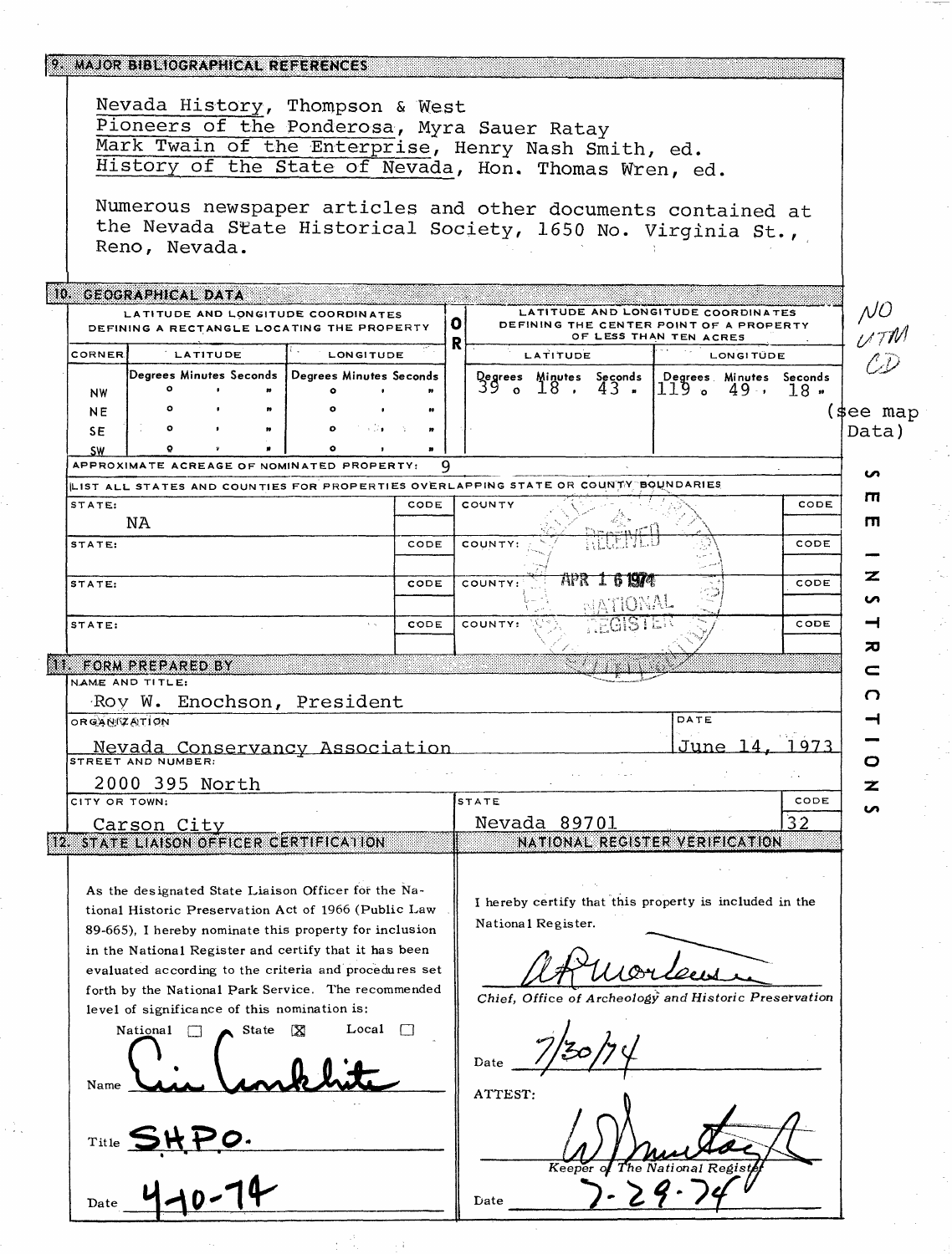## 9. MAJOR BIBLIOGRAPHICAL REFERENCES

Nevada History, Thompson & West
Pioneers of the Ponderosa, Myra Sauer Ratay
Mark Twain of the Enterprise, Henry Nash Smith, ed.
History of the State of Nevada, Hon. Thomas Wren, ed.

Numerous newspaper articles and other documents contained at the Nevada State Historical Society, 1650 No. Virginia St., Reno, Nevada.

## 10. GEOGRAPHICAL DATA

| LATITUDE AND LONGITUDE COORDINATES DEFINING A RECTANGLE LOCATING THE PROPERTY | | | OR | LATITUDE AND LONGITUDE COORDINATES DEFINING THE CENTER POINT OF A PROPERTY OF LESS THAN TEN ACRES | |
|---|---|---|---|---|---|
| CORNER | LATITUDE | LONGITUDE | | LATITUDE | LONGITUDE |
| | Degrees Minutes Seconds | Degrees Minutes Seconds | | Degrees Minutes Seconds | Degrees Minutes Seconds |
| NW | ° ' " | ° ' " | | 39 ° 18 ' 43 " | 119 ° 49 ' 18 " |
| NE | ° ' " | ° ' " | | | |
| SE | ° ' " | ° ' " | | | |
| SW | ° ' " | ° ' " | | | |

NO UTM CD (see map Data)

APPROXIMATE ACREAGE OF NOMINATED PROPERTY: 9

LIST ALL STATES AND COUNTIES FOR PROPERTIES OVERLAPPING STATE OR COUNTY BOUNDARIES

| STATE: | CODE | COUNTY | CODE |
|---|---|---|---|
| NA | | | |
| STATE: | CODE | COUNTY: | CODE |
| STATE: | CODE | COUNTY: | CODE |
| STATE: | CODE | COUNTY: | CODE |

RECEIVED APR 16 1974 NATIONAL REGISTER

SEE INSTRUCTIONS

## 11. FORM PREPARED BY

NAME AND TITLE:
Roy W. Enochson, President

ORGANIZATION: Nevada Conservancy Association
DATE: June 14, 1973

STREET AND NUMBER: 2000 395 North

CITY OR TOWN: Carson City
STATE: Nevada 89701
CODE: 32

## 12. STATE LIAISON OFFICER CERTIFICATION

As the designated State Liaison Officer for the National Historic Preservation Act of 1966 (Public Law 89-665), I hereby nominate this property for inclusion in the National Register and certify that it has been evaluated according to the criteria and procedures set forth by the National Park Service. The recommended level of significance of this nomination is:

National ☐ State ☒ Local ☐

Name [signature]

Title SHPO.

Date 4-10-74

## NATIONAL REGISTER VERIFICATION

I hereby certify that this property is included in the National Register.

[signature]

*Chief, Office of Archeology and Historic Preservation*

Date 7/30/74

ATTEST:

[signature]

*Keeper of The National Register*

Date 7-29-74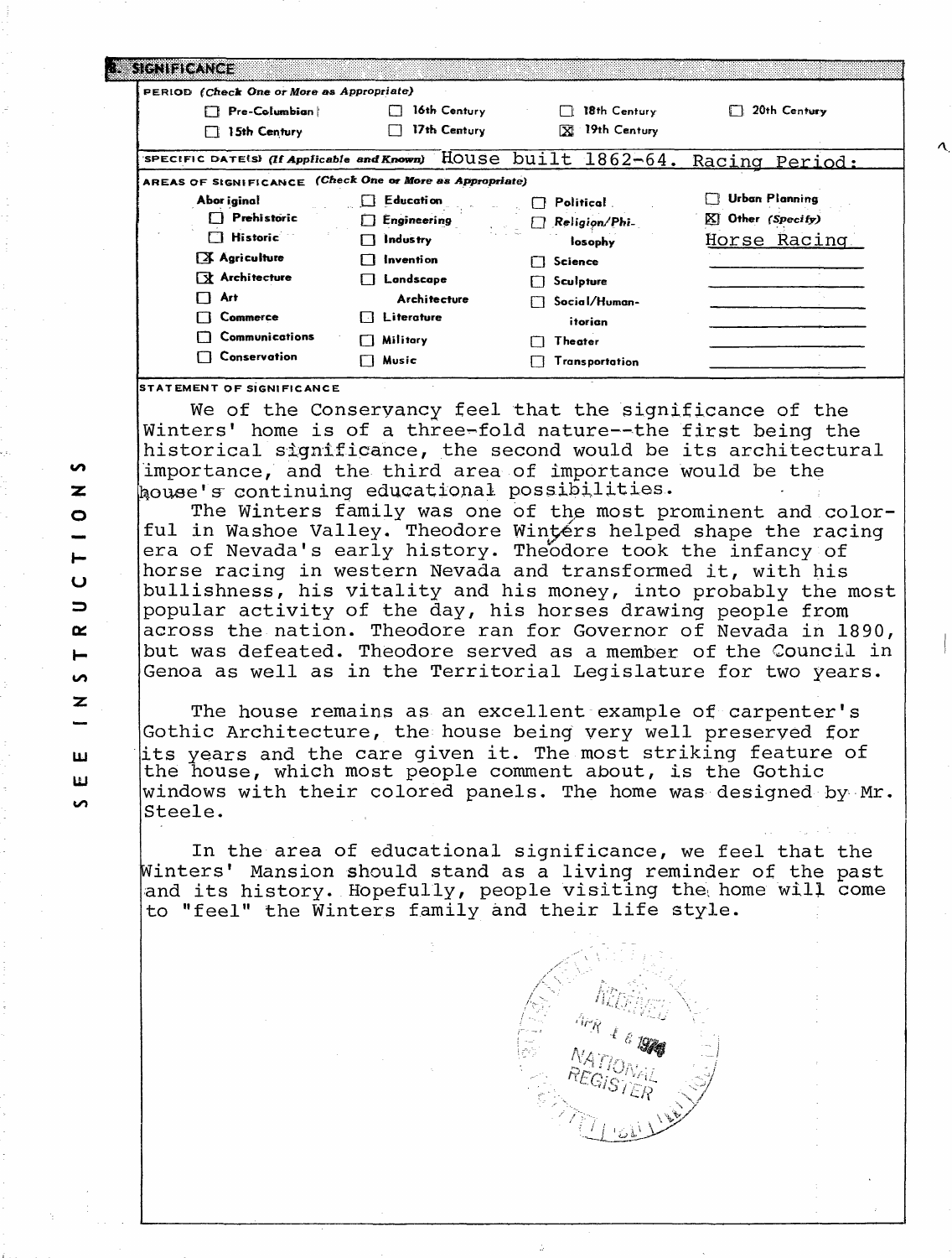## 8. SIGNIFICANCE

**PERIOD** *(Check One or More as Appropriate)*

- [ ] Pre-Columbian
- [ ] 15th Century
- [ ] 16th Century
- [ ] 17th Century
- [ ] 18th Century
- [x] 19th Century
- [ ] 20th Century

**SPECIFIC DATE(S)** *(If Applicable and Known)* House built 1862-64. Racing Period:

**AREAS OF SIGNIFICANCE** *(Check One or More as Appropriate)*

- Aboriginal
  - [ ] Prehistoric
  - [ ] Historic
- [x] Agriculture
- [x] Architecture
- [ ] Art
- [ ] Commerce
- [ ] Communications
- [ ] Conservation
- [ ] Education
- [ ] Engineering
- [ ] Industry
- [ ] Invention
- [ ] Landscape Architecture
- [ ] Literature
- [ ] Military
- [ ] Music
- [ ] Political
- [ ] Religion/Philosophy
- [ ] Science
- [ ] Sculpture
- [ ] Social/Humanitarian
- [ ] Theater
- [ ] Transportation
- [ ] Urban Planning
- [x] Other *(Specify)* Horse Racing

**STATEMENT OF SIGNIFICANCE**

We of the Conservancy feel that the significance of the Winters' home is of a three-fold nature--the first being the historical significance, the second would be its architectural importance, and the third area of importance would be the house's continuing educational possibilities.

The Winters family was one of the most prominent and colorful in Washoe Valley. Theodore Winters helped shape the racing era of Nevada's early history. Theodore took the infancy of horse racing in western Nevada and transformed it, with his bullishness, his vitality and his money, into probably the most popular activity of the day, his horses drawing people from across the nation. Theodore ran for Governor of Nevada in 1890, but was defeated. Theodore served as a member of the Council in Genoa as well as in the Territorial Legislature for two years.

The house remains as an excellent example of carpenter's Gothic Architecture, the house being very well preserved for its years and the care given it. The most striking feature of the house, which most people comment about, is the Gothic windows with their colored panels. The home was designed by Mr. Steele.

In the area of educational significance, we feel that the Winters' Mansion should stand as a living reminder of the past and its history. Hopefully, people visiting the home will come to "feel" the Winters family and their life style.

RECEIVED
APR 16 1974
NATIONAL REGISTER

SEE INSTRUCTIONS